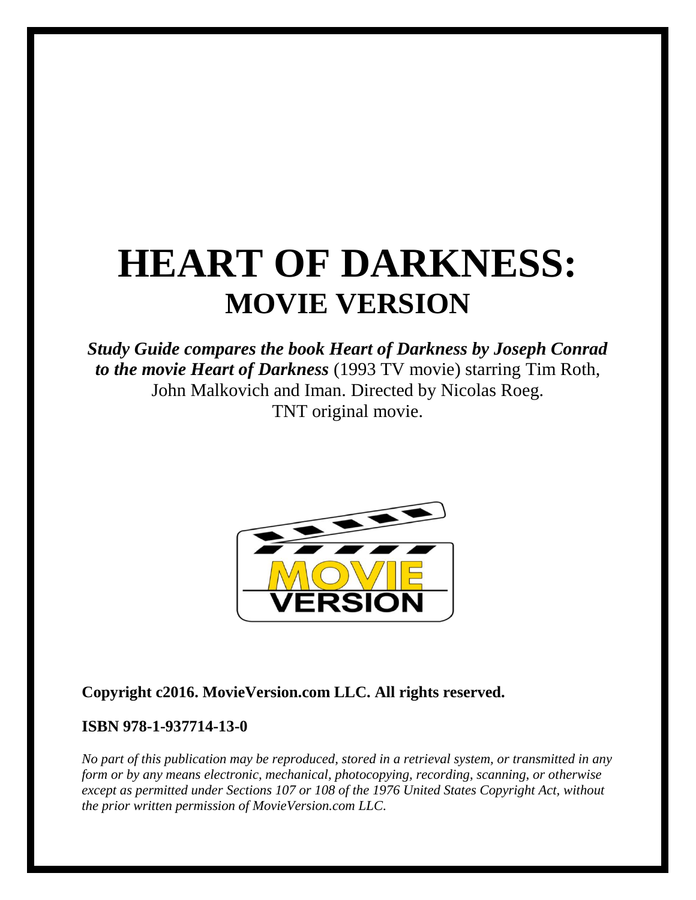# HEART OF DARKNESS:
## MOVIE VERSION

***Study Guide compares the book Heart of Darkness by Joseph Conrad to the movie Heart of Darkness*** (1993 TV movie) starring Tim Roth, John Malkovich and Iman. Directed by Nicolas Roeg. TNT original movie.

MOVIE VERSION

**Copyright c2016. MovieVersion.com LLC. All rights reserved.**

**ISBN 978-1-937714-13-0**

*No part of this publication may be reproduced, stored in a retrieval system, or transmitted in any form or by any means electronic, mechanical, photocopying, recording, scanning, or otherwise except as permitted under Sections 107 or 108 of the 1976 United States Copyright Act, without the prior written permission of MovieVersion.com LLC.*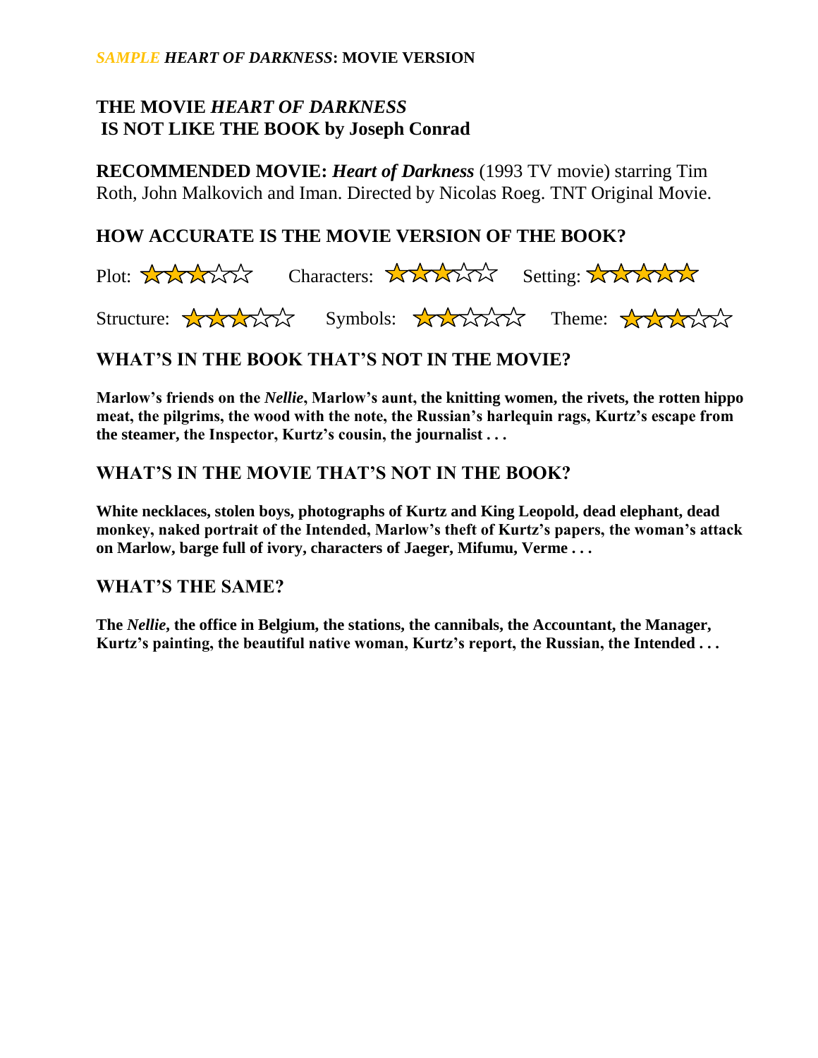*SAMPLE* ***HEART OF DARKNESS*****: MOVIE VERSION**

## THE MOVIE *HEART OF DARKNESS* IS NOT LIKE THE BOOK by Joseph Conrad

**RECOMMENDED MOVIE:** ***Heart of Darkness*** (1993 TV movie) starring Tim Roth, John Malkovich and Iman. Directed by Nicolas Roeg. TNT Original Movie.

## HOW ACCURATE IS THE MOVIE VERSION OF THE BOOK?

Plot: ★★★☆☆ Characters: ★★★☆☆ Setting: ★★★★★

Structure: ★★★☆☆ Symbols: ★★☆☆☆ Theme: ★★★☆☆

## WHAT'S IN THE BOOK THAT'S NOT IN THE MOVIE?

**Marlow's friends on the *Nellie*, Marlow's aunt, the knitting women, the rivets, the rotten hippo meat, the pilgrims, the wood with the note, the Russian's harlequin rags, Kurtz's escape from the steamer, the Inspector, Kurtz's cousin, the journalist . . .**

## WHAT'S IN THE MOVIE THAT'S NOT IN THE BOOK?

**White necklaces, stolen boys, photographs of Kurtz and King Leopold, dead elephant, dead monkey, naked portrait of the Intended, Marlow's theft of Kurtz's papers, the woman's attack on Marlow, barge full of ivory, characters of Jaeger, Mifumu, Verme . . .**

## WHAT'S THE SAME?

**The *Nellie*, the office in Belgium, the stations, the cannibals, the Accountant, the Manager, Kurtz's painting, the beautiful native woman, Kurtz's report, the Russian, the Intended . . .**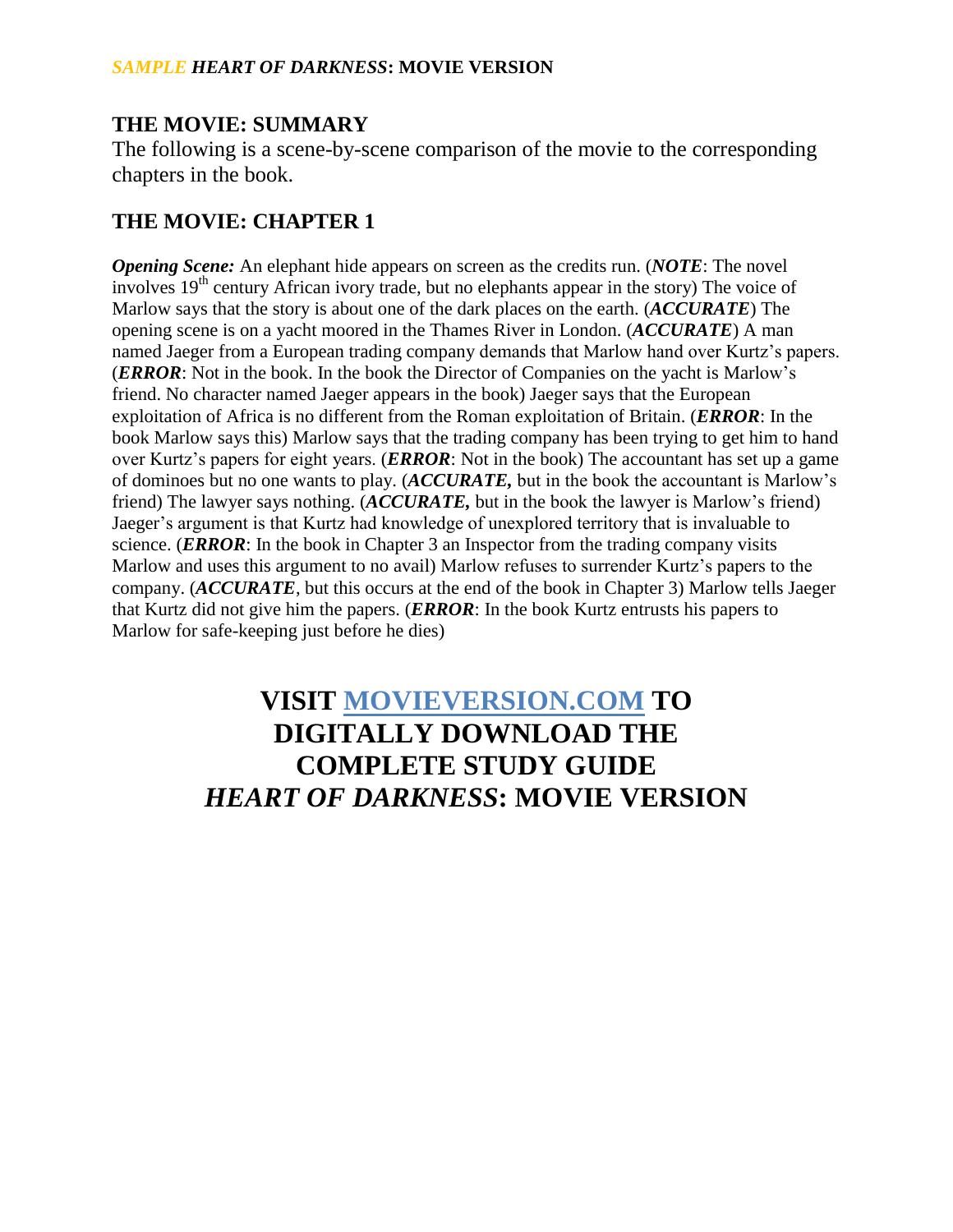*SAMPLE* ***HEART OF DARKNESS*****: MOVIE VERSION**

## THE MOVIE: SUMMARY

The following is a scene-by-scene comparison of the movie to the corresponding chapters in the book.

## THE MOVIE: CHAPTER 1

***Opening Scene:*** An elephant hide appears on screen as the credits run. (***NOTE***: The novel involves 19th century African ivory trade, but no elephants appear in the story) The voice of Marlow says that the story is about one of the dark places on the earth. (***ACCURATE***) The opening scene is on a yacht moored in the Thames River in London. (***ACCURATE***) A man named Jaeger from a European trading company demands that Marlow hand over Kurtz's papers. (***ERROR***: Not in the book. In the book the Director of Companies on the yacht is Marlow's friend. No character named Jaeger appears in the book) Jaeger says that the European exploitation of Africa is no different from the Roman exploitation of Britain. (***ERROR***: In the book Marlow says this) Marlow says that the trading company has been trying to get him to hand over Kurtz's papers for eight years. (***ERROR***: Not in the book) The accountant has set up a game of dominoes but no one wants to play. (***ACCURATE,*** but in the book the accountant is Marlow's friend) The lawyer says nothing. (***ACCURATE,*** but in the book the lawyer is Marlow's friend) Jaeger's argument is that Kurtz had knowledge of unexplored territory that is invaluable to science. (***ERROR***: In the book in Chapter 3 an Inspector from the trading company visits Marlow and uses this argument to no avail) Marlow refuses to surrender Kurtz's papers to the company. (***ACCURATE***, but this occurs at the end of the book in Chapter 3) Marlow tells Jaeger that Kurtz did not give him the papers. (***ERROR***: In the book Kurtz entrusts his papers to Marlow for safe-keeping just before he dies)

# VISIT [MOVIEVERSION.COM](MOVIEVERSION.COM) TO DIGITALLY DOWNLOAD THE COMPLETE STUDY GUIDE *HEART OF DARKNESS*: MOVIE VERSION